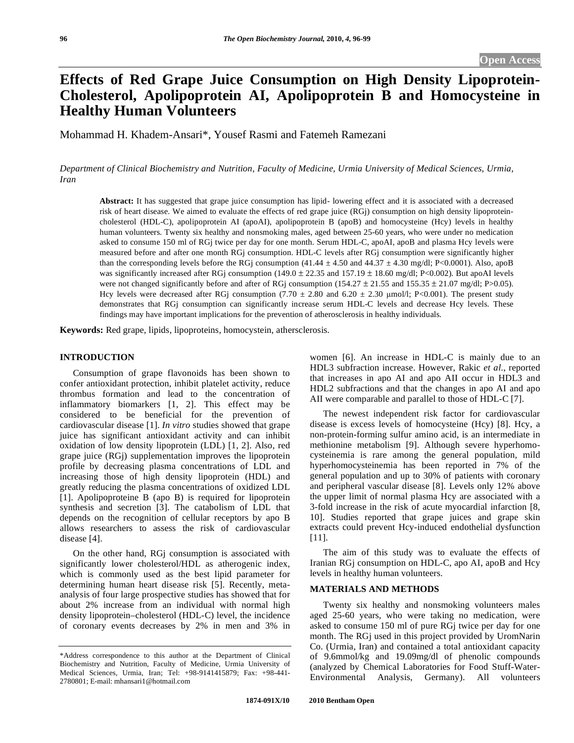Open Access

# Effects of Red Grape Juice Consumption on High Density Lipoprotein-Cholesterol, Apolipoprotein AI, Apolipoprotein B and Homocysteine in Healthy Human Volunteers

Mohammad H. Khadem-Ansari*, Yousef Rasmi and Fatemeh Ramezani

*Department of Clinical Biochemistry and Nutrition, Faculty of Medicine, Urmia University of Medical Sciences, Urmia, Iran*

**Abstract:** It has suggested that grape juice consumption has lipid- lowering effect and it is associated with a decreased risk of heart disease. We aimed to evaluate the effects of red grape juice (RGj) consumption on high density lipoprotein-cholesterol (HDL-C), apolipoprotein AI (apoAI), apolipoprotein B (apoB) and homocysteine (Hcy) levels in healthy human volunteers. Twenty six healthy and nonsmoking males, aged between 25-60 years, who were under no medication asked to consume 150 ml of RGj twice per day for one month. Serum HDL-C, apoAI, apoB and plasma Hcy levels were measured before and after one month RGj consumption. HDL-C levels after RGj consumption were significantly higher than the corresponding levels before the RGj consumption (41.44 ± 4.50 and 44.37 ± 4.30 mg/dl; P<0.0001). Also, apoB was significantly increased after RGj consumption (149.0 ± 22.35 and 157.19 ± 18.60 mg/dl; P<0.002). But apoAI levels were not changed significantly before and after of RGj consumption (154.27 ± 21.55 and 155.35 ± 21.07 mg/dl; P>0.05). Hcy levels were decreased after RGj consumption (7.70 ± 2.80 and 6.20 ± 2.30 μmol/l; P<0.001). The present study demonstrates that RGj consumption can significantly increase serum HDL-C levels and decrease Hcy levels. These findings may have important implications for the prevention of atherosclerosis in healthy individuals.

**Keywords:** Red grape, lipids, lipoproteins, homocystein, athersclerosis.

## INTRODUCTION

Consumption of grape flavonoids has been shown to confer antioxidant protection, inhibit platelet activity, reduce thrombus formation and lead to the concentration of inflammatory biomarkers [1, 2]. This effect may be considered to be beneficial for the prevention of cardiovascular disease [1]. *In vitro* studies showed that grape juice has significant antioxidant activity and can inhibit oxidation of low density lipoprotein (LDL) [1, 2]. Also, red grape juice (RGj) supplementation improves the lipoprotein profile by decreasing plasma concentrations of LDL and increasing those of high density lipoprotein (HDL) and greatly reducing the plasma concentrations of oxidized LDL [1]. Apolipoproteine B (apo B) is required for lipoprotein synthesis and secretion [3]. The catabolism of LDL that depends on the recognition of cellular receptors by apo B allows researchers to assess the risk of cardiovascular disease [4].

On the other hand, RGj consumption is associated with significantly lower cholesterol/HDL as atherogenic index, which is commonly used as the best lipid parameter for determining human heart disease risk [5]. Recently, meta-analysis of four large prospective studies has showed that for about 2% increase from an individual with normal high density lipoprotein–cholesterol (HDL-C) level, the incidence of coronary events decreases by 2% in men and 3% in women [6]. An increase in HDL-C is mainly due to an HDL3 subfraction increase. However, Rakic *et al.*, reported that increases in apo AI and apo AII occur in HDL3 and HDL2 subfractions and that the changes in apo AI and apo AII were comparable and parallel to those of HDL-C [7].

The newest independent risk factor for cardiovascular disease is excess levels of homocysteine (Hcy) [8]. Hcy, a non-protein-forming sulfur amino acid, is an intermediate in methionine metabolism [9]. Although severe hyperhomocysteinemia is rare among the general population, mild hyperhomocysteinemia has been reported in 7% of the general population and up to 30% of patients with coronary and peripheral vascular disease [8]. Levels only 12% above the upper limit of normal plasma Hcy are associated with a 3-fold increase in the risk of acute myocardial infarction [8, 10]. Studies reported that grape juices and grape skin extracts could prevent Hcy-induced endothelial dysfunction [11].

The aim of this study was to evaluate the effects of Iranian RGj consumption on HDL-C, apo AI, apoB and Hcy levels in healthy human volunteers.

## MATERIALS AND METHODS

Twenty six healthy and nonsmoking volunteers males aged 25-60 years, who were taking no medication, were asked to consume 150 ml of pure RGj twice per day for one month. The RGj used in this project provided by UromNarin Co. (Urmia, Iran) and contained a total antioxidant capacity of 9.6mmol/kg and 19.09mg/dl of phenolic compounds (analyzed by Chemical Laboratories for Food Stuff-Water-Environmental Analysis, Germany). All volunteers

*Address correspondence to this author at the Department of Clinical Biochemistry and Nutrition, Faculty of Medicine, Urmia University of Medical Sciences, Urmia, Iran; Tel: +98-9141415879; Fax: +98-441-2780801; E-mail: mhansari1@hotmail.com

1874-091X/10 2010 Bentham Open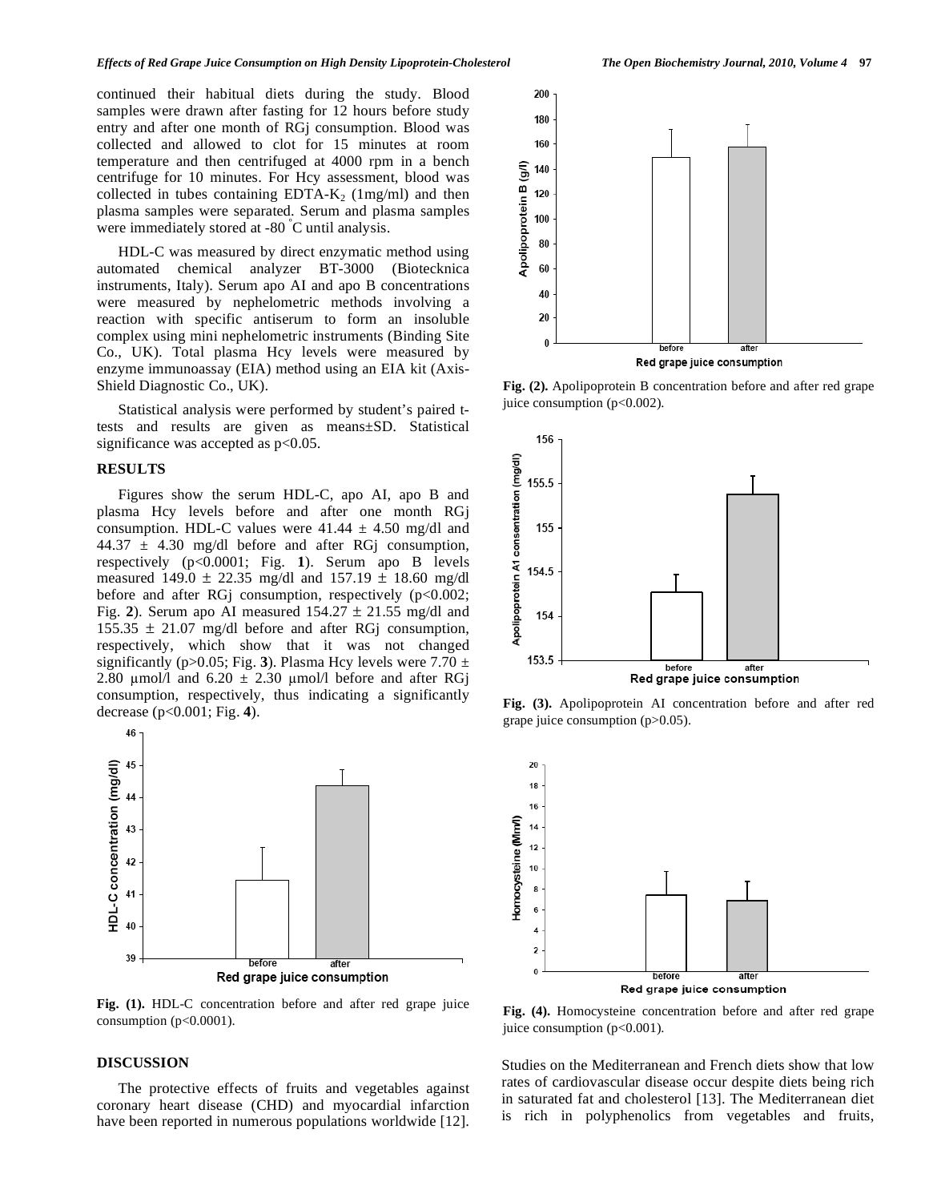continued their habitual diets during the study. Blood samples were drawn after fasting for 12 hours before study entry and after one month of RGj consumption. Blood was collected and allowed to clot for 15 minutes at room temperature and then centrifuged at 4000 rpm in a bench centrifuge for 10 minutes. For Hcy assessment, blood was collected in tubes containing EDTA-$K_2$ (1mg/ml) and then plasma samples were separated. Serum and plasma samples were immediately stored at -80 °C until analysis.

HDL-C was measured by direct enzymatic method using automated chemical analyzer BT-3000 (Biotecknica instruments, Italy). Serum apo AI and apo B concentrations were measured by nephelometric methods involving a reaction with specific antiserum to form an insoluble complex using mini nephelometric instruments (Binding Site Co., UK). Total plasma Hcy levels were measured by enzyme immunoassay (EIA) method using an EIA kit (Axis-Shield Diagnostic Co., UK).

Statistical analysis were performed by student's paired t-tests and results are given as means±SD. Statistical significance was accepted as $p<0.05$.

## RESULTS

Figures show the serum HDL-C, apo AI, apo B and plasma Hcy levels before and after one month RGj consumption. HDL-C values were $41.44 \pm 4.50$ mg/dl and $44.37 \pm 4.30$ mg/dl before and after RGj consumption, respectively ($p<0.0001$; Fig. **1**). Serum apo B levels measured $149.0 \pm 22.35$ mg/dl and $157.19 \pm 18.60$ mg/dl before and after RGj consumption, respectively ($p<0.002$; Fig. **2**). Serum apo AI measured $154.27 \pm 21.55$ mg/dl and $155.35 \pm 21.07$ mg/dl before and after RGj consumption, respectively, which show that it was not changed significantly ($p>0.05$; Fig. **3**). Plasma Hcy levels were $7.70 \pm 2.80$ μmol/l and $6.20 \pm 2.30$ μmol/l before and after RGj consumption, respectively, thus indicating a significantly decrease ($p<0.001$; Fig. **4**).

**Fig. (1).** HDL-C concentration before and after red grape juice consumption ($p<0.0001$).

**Fig. (2).** Apolipoprotein B concentration before and after red grape juice consumption ($p<0.002$).

**Fig. (3).** Apolipoprotein AI concentration before and after red grape juice consumption ($p>0.05$).

**Fig. (4).** Homocysteine concentration before and after red grape juice consumption ($p<0.001$).

## DISCUSSION

The protective effects of fruits and vegetables against coronary heart disease (CHD) and myocardial infarction have been reported in numerous populations worldwide [12]. Studies on the Mediterranean and French diets show that low rates of cardiovascular disease occur despite diets being rich in saturated fat and cholesterol [13]. The Mediterranean diet is rich in polyphenolics from vegetables and fruits,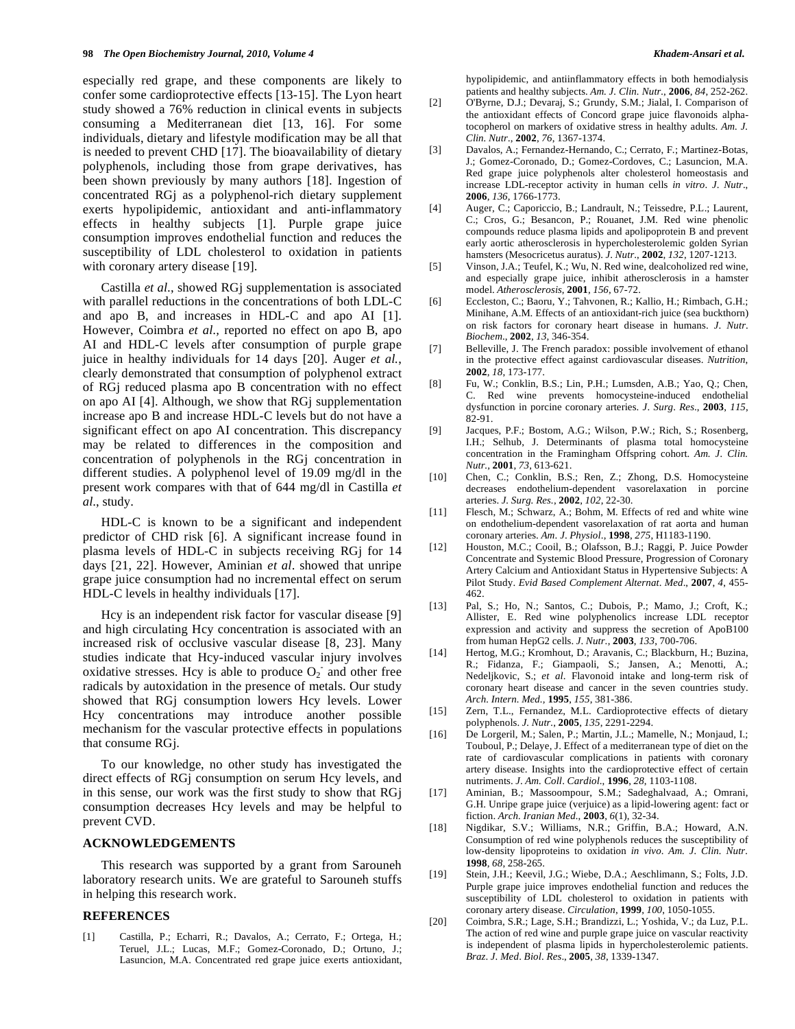especially red grape, and these components are likely to confer some cardioprotective effects [13-15]. The Lyon heart study showed a 76% reduction in clinical events in subjects consuming a Mediterranean diet [13, 16]. For some individuals, dietary and lifestyle modification may be all that is needed to prevent CHD [17]. The bioavailability of dietary polyphenols, including those from grape derivatives, has been shown previously by many authors [18]. Ingestion of concentrated RGj as a polyphenol-rich dietary supplement exerts hypolipidemic, antioxidant and anti-inflammatory effects in healthy subjects [1]. Purple grape juice consumption improves endothelial function and reduces the susceptibility of LDL cholesterol to oxidation in patients with coronary artery disease [19].

Castilla *et al*., showed RGj supplementation is associated with parallel reductions in the concentrations of both LDL-C and apo B, and increases in HDL-C and apo AI [1]. However, Coimbra *et al*., reported no effect on apo B, apo AI and HDL-C levels after consumption of purple grape juice in healthy individuals for 14 days [20]. Auger *et al.*, clearly demonstrated that consumption of polyphenol extract of RGj reduced plasma apo B concentration with no effect on apo AI [4]. Although, we show that RGj supplementation increase apo B and increase HDL-C levels but do not have a significant effect on apo AI concentration. This discrepancy may be related to differences in the composition and concentration of polyphenols in the RGj concentration in different studies. A polyphenol level of 19.09 mg/dl in the present work compares with that of 644 mg/dl in Castilla *et al*., study.

HDL-C is known to be a significant and independent predictor of CHD risk [6]. A significant increase found in plasma levels of HDL-C in subjects receiving RGj for 14 days [21, 22]. However, Aminian *et al*. showed that unripe grape juice consumption had no incremental effect on serum HDL-C levels in healthy individuals [17].

Hcy is an independent risk factor for vascular disease [9] and high circulating Hcy concentration is associated with an increased risk of occlusive vascular disease [8, 23]. Many studies indicate that Hcy-induced vascular injury involves oxidative stresses. Hcy is able to produce $O_2^-$ and other free radicals by autoxidation in the presence of metals. Our study showed that RGj consumption lowers Hcy levels. Lower Hcy concentrations may introduce another possible mechanism for the vascular protective effects in populations that consume RGj.

To our knowledge, no other study has investigated the direct effects of RGj consumption on serum Hcy levels, and in this sense, our work was the first study to show that RGj consumption decreases Hcy levels and may be helpful to prevent CVD.

## ACKNOWLEDGEMENTS

This research was supported by a grant from Sarouneh laboratory research units. We are grateful to Sarouneh stuffs in helping this research work.

## REFERENCES

[1] Castilla, P.; Echarri, R.; Davalos, A.; Cerrato, F.; Ortega, H.; Teruel, J.L.; Lucas, M.F.; Gomez-Coronado, D.; Ortuno, J.; Lasuncion, M.A. Concentrated red grape juice exerts antioxidant, hypolipidemic, and antiinflammatory effects in both hemodialysis patients and healthy subjects. *Am. J. Clin. Nutr*., **2006**, *84*, 252-262.

[2] O'Byrne, D.J.; Devaraj, S.; Grundy, S.M.; Jialal, I. Comparison of the antioxidant effects of Concord grape juice flavonoids alpha-tocopherol on markers of oxidative stress in healthy adults. *Am. J. Clin. Nutr*., **2002**, *76*, 1367-1374.

[3] Davalos, A.; Fernandez-Hernando, C.; Cerrato, F.; Martinez-Botas, J.; Gomez-Coronado, D.; Gomez-Cordoves, C.; Lasuncion, M.A. Red grape juice polyphenols alter cholesterol homeostasis and increase LDL-receptor activity in human cells *in vitro*. *J. Nutr*., **2006**, *136*, 1766-1773.

[4] Auger, C.; Caporiccio, B.; Landrault, N.; Teissedre, P.L.; Laurent, C.; Cros, G.; Besancon, P.; Rouanet, J.M. Red wine phenolic compounds reduce plasma lipids and apolipoprotein B and prevent early aortic atherosclerosis in hypercholesterolemic golden Syrian hamsters (Mesocricetus auratus). *J. Nutr*., **2002**, *132*, 1207-1213.

[5] Vinson, J.A.; Teufel, K.; Wu, N. Red wine, dealcoholized red wine, and especially grape juice, inhibit atherosclerosis in a hamster model. *Atherosclerosis*, **2001**, *156*, 67-72.

[6] Eccleston, C.; Baoru, Y.; Tahvonen, R.; Kallio, H.; Rimbach, G.H.; Minihane, A.M. Effects of an antioxidant-rich juice (sea buckthorn) on risk factors for coronary heart disease in humans. *J. Nutr. Biochem*., **2002**, *13*, 346-354.

[7] Belleville, J. The French paradox: possible involvement of ethanol in the protective effect against cardiovascular diseases. *Nutrition*, **2002**, *18*, 173-177.

[8] Fu, W.; Conklin, B.S.; Lin, P.H.; Lumsden, A.B.; Yao, Q.; Chen, C. Red wine prevents homocysteine-induced endothelial dysfunction in porcine coronary arteries. *J. Surg. Res*., **2003**, *115*, 82-91.

[9] Jacques, P.F.; Bostom, A.G.; Wilson, P.W.; Rich, S.; Rosenberg, I.H.; Selhub, J. Determinants of plasma total homocysteine concentration in the Framingham Offspring cohort. *Am. J. Clin. Nutr.*, **2001**, *73*, 613-621.

[10] Chen, C.; Conklin, B.S.; Ren, Z.; Zhong, D.S. Homocysteine decreases endothelium-dependent vasorelaxation in porcine arteries. *J. Surg. Res.*, **2002**, *102*, 22-30.

[11] Flesch, M.; Schwarz, A.; Bohm, M. Effects of red and white wine on endothelium-dependent vasorelaxation of rat aorta and human coronary arteries. *Am. J. Physiol*., **1998**, *275*, H1183-1190.

[12] Houston, M.C.; Cooil, B.; Olafsson, B.J.; Raggi, P. Juice Powder Concentrate and Systemic Blood Pressure, Progression of Coronary Artery Calcium and Antioxidant Status in Hypertensive Subjects: A Pilot Study. *Evid Based Complement Alternat. Med*., **2007**, *4*, 455-462.

[13] Pal, S.; Ho, N.; Santos, C.; Dubois, P.; Mamo, J.; Croft, K.; Allister, E. Red wine polyphenolics increase LDL receptor expression and activity and suppress the secretion of ApoB100 from human HepG2 cells. *J. Nutr.*, **2003**, *133*, 700-706.

[14] Hertog, M.G.; Kromhout, D.; Aravanis, C.; Blackburn, H.; Buzina, R.; Fidanza, F.; Giampaoli, S.; Jansen, A.; Menotti, A.; Nedeljkovic, S.; *et al*. Flavonoid intake and long-term risk of coronary heart disease and cancer in the seven countries study. *Arch. Intern. Med.*, **1995**, *155*, 381-386.

[15] Zern, T.L., Fernandez, M.L. Cardioprotective effects of dietary polyphenols. *J. Nutr*., **2005**, *135*, 2291-2294.

[16] De Lorgeril, M.; Salen, P.; Martin, J.L.; Mamelle, N.; Monjaud, I.; Touboul, P.; Delaye, J. Effect of a mediterranean type of diet on the rate of cardiovascular complications in patients with coronary artery disease. Insights into the cardioprotective effect of certain nutriments. *J. Am. Coll. Cardiol*., **1996**, *28*, 1103-1108.

[17] Aminian, B.; Massoompour, S.M.; Sadeghalvaad, A.; Omrani, G.H. Unripe grape juice (verjuice) as a lipid-lowering agent: fact or fiction. *Arch. Iranian Med.*, **2003**, *6*(1), 32-34.

[18] Nigdikar, S.V.; Williams, N.R.; Griffin, B.A.; Howard, A.N. Consumption of red wine polyphenols reduces the susceptibility of low-density lipoproteins to oxidation *in vivo*. *Am. J. Clin. Nutr*. **1998**, *68*, 258-265.

[19] Stein, J.H.; Keevil, J.G.; Wiebe, D.A.; Aeschlimann, S.; Folts, J.D. Purple grape juice improves endothelial function and reduces the susceptibility of LDL cholesterol to oxidation in patients with coronary artery disease. *Circulation*, **1999**, *100*, 1050-1055.

[20] Coimbra, S.R.; Lage, S.H.; Brandizzi, L.; Yoshida, V.; da Luz, P.L. The action of red wine and purple grape juice on vascular reactivity is independent of plasma lipids in hypercholesterolemic patients. *Braz. J. Med. Biol. Res*., **2005**, *38*, 1339-1347.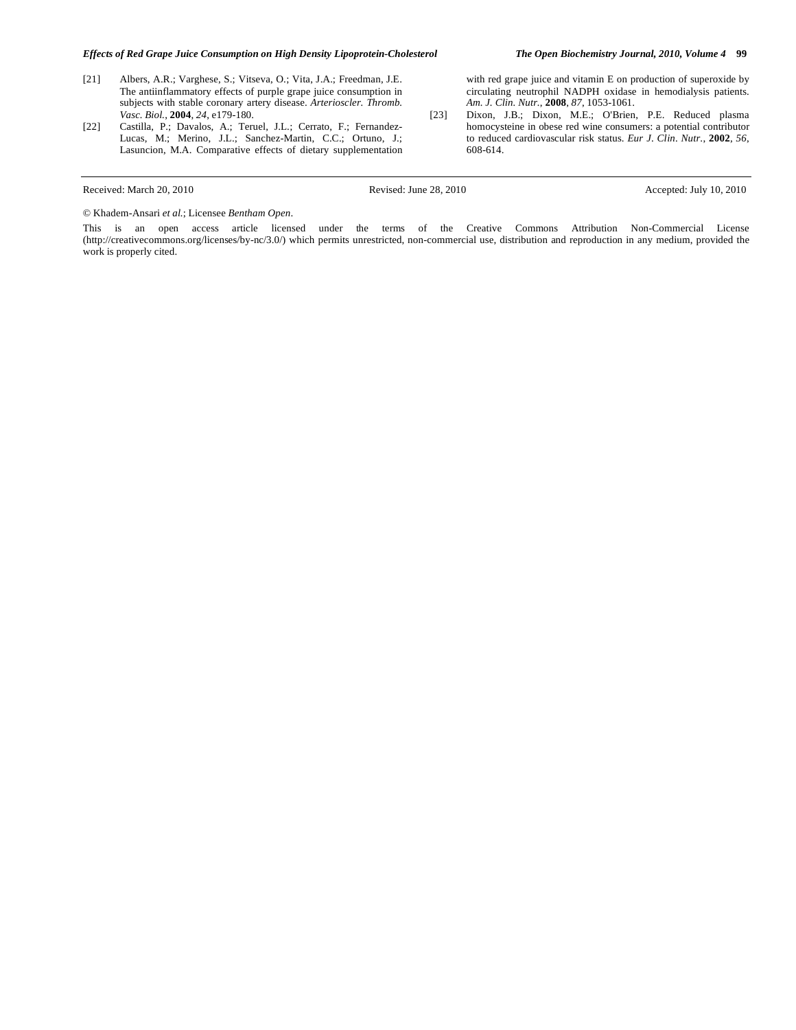[21] Albers, A.R.; Varghese, S.; Vitseva, O.; Vita, J.A.; Freedman, J.E. The antiinflammatory effects of purple grape juice consumption in subjects with stable coronary artery disease. *Arterioscler. Thromb. Vasc. Biol.*, **2004**, *24*, e179-180.

[22] Castilla, P.; Davalos, A.; Teruel, J.L.; Cerrato, F.; Fernandez-Lucas, M.; Merino, J.L.; Sanchez-Martin, C.C.; Ortuno, J.; Lasuncion, M.A. Comparative effects of dietary supplementation with red grape juice and vitamin E on production of superoxide by circulating neutrophil NADPH oxidase in hemodialysis patients. *Am. J. Clin. Nutr.*, **2008**, *87*, 1053-1061.

[23] Dixon, J.B.; Dixon, M.E.; O'Brien, P.E. Reduced plasma homocysteine in obese red wine consumers: a potential contributor to reduced cardiovascular risk status. *Eur J. Clin. Nutr.*, **2002**, *56*, 608-614.

Received: March 20, 2010 Revised: June 28, 2010 Accepted: July 10, 2010

© Khadem-Ansari *et al.*; Licensee *Bentham Open*.

This is an open access article licensed under the terms of the Creative Commons Attribution Non-Commercial License (http://creativecommons.org/licenses/by-nc/3.0/) which permits unrestricted, non-commercial use, distribution and reproduction in any medium, provided the work is properly cited.